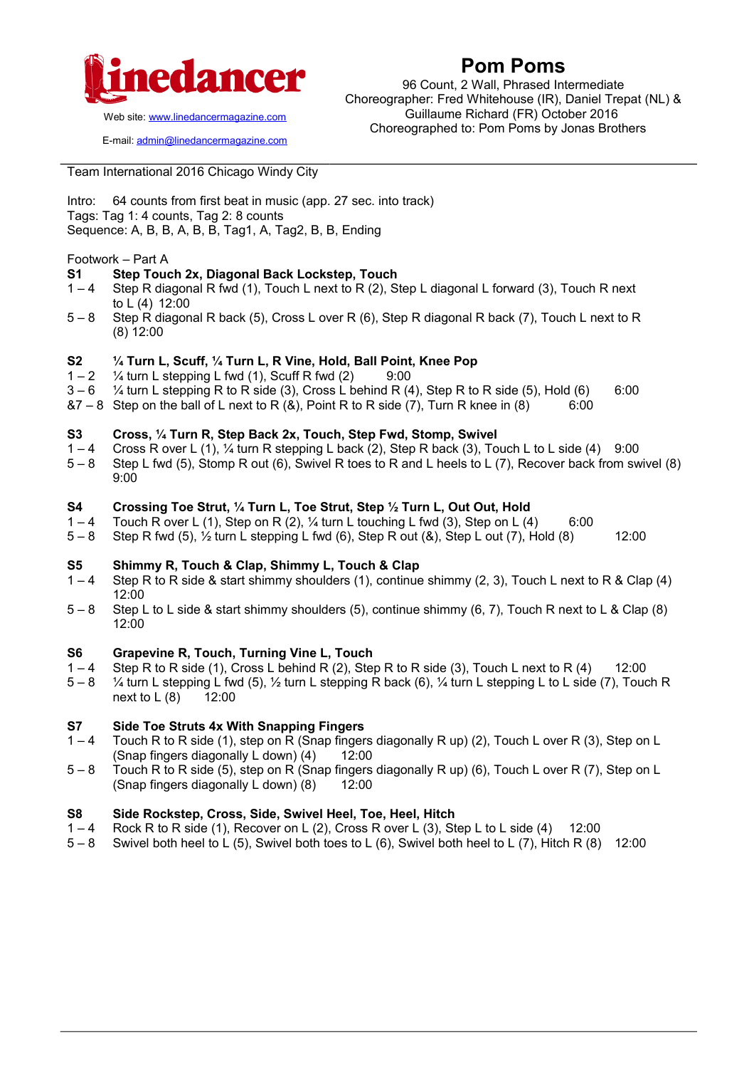**linedancer**

Web site: www.linedancermagazine.com

E-mail: admin@linedancermagazine.com

# Pom Poms

96 Count, 2 Wall, Phrased Intermediate
Choreographer: Fred Whitehouse (IR), Daniel Trepat (NL) & Guillaume Richard (FR) October 2016
Choreographed to: Pom Poms by Jonas Brothers

---

Team International 2016 Chicago Windy City

Intro: 64 counts from first beat in music (app. 27 sec. into track)
Tags: Tag 1: 4 counts, Tag 2: 8 counts
Sequence: A, B, B, A, B, B, Tag1, A, Tag2, B, B, Ending

Footwork – Part A

**S1 Step Touch 2x, Diagonal Back Lockstep, Touch**
1 – 4 Step R diagonal R fwd (1), Touch L next to R (2), Step L diagonal L forward (3), Touch R next to L (4) 12:00
5 – 8 Step R diagonal R back (5), Cross L over R (6), Step R diagonal R back (7), Touch L next to R (8) 12:00

**S2 ¼ Turn L, Scuff, ¼ Turn L, R Vine, Hold, Ball Point, Knee Pop**
1 – 2 ¼ turn L stepping L fwd (1), Scuff R fwd (2) 9:00
3 – 6 ¼ turn L stepping R to R side (3), Cross L behind R (4), Step R to R side (5), Hold (6) 6:00
&7 – 8 Step on the ball of L next to R (&), Point R to R side (7), Turn R knee in (8) 6:00

**S3 Cross, ¼ Turn R, Step Back 2x, Touch, Step Fwd, Stomp, Swivel**
1 – 4 Cross R over L (1), ¼ turn R stepping L back (2), Step R back (3), Touch L to L side (4) 9:00
5 – 8 Step L fwd (5), Stomp R out (6), Swivel R toes to R and L heels to L (7), Recover back from swivel (8) 9:00

**S4 Crossing Toe Strut, ¼ Turn L, Toe Strut, Step ½ Turn L, Out Out, Hold**
1 – 4 Touch R over L (1), Step on R (2), ¼ turn L touching L fwd (3), Step on L (4) 6:00
5 – 8 Step R fwd (5), ½ turn L stepping L fwd (6), Step R out (&), Step L out (7), Hold (8) 12:00

**S5 Shimmy R, Touch & Clap, Shimmy L, Touch & Clap**
1 – 4 Step R to R side & start shimmy shoulders (1), continue shimmy (2, 3), Touch L next to R & Clap (4) 12:00
5 – 8 Step L to L side & start shimmy shoulders (5), continue shimmy (6, 7), Touch R next to L & Clap (8) 12:00

**S6 Grapevine R, Touch, Turning Vine L, Touch**
1 – 4 Step R to R side (1), Cross L behind R (2), Step R to R side (3), Touch L next to R (4) 12:00
5 – 8 ¼ turn L stepping L fwd (5), ½ turn L stepping R back (6), ¼ turn L stepping L to L side (7), Touch R next to L (8) 12:00

**S7 Side Toe Struts 4x With Snapping Fingers**
1 – 4 Touch R to R side (1), step on R (Snap fingers diagonally R up) (2), Touch L over R (3), Step on L (Snap fingers diagonally L down) (4) 12:00
5 – 8 Touch R to R side (5), step on R (Snap fingers diagonally R up) (6), Touch L over R (7), Step on L (Snap fingers diagonally L down) (8) 12:00

**S8 Side Rockstep, Cross, Side, Swivel Heel, Toe, Heel, Hitch**
1 – 4 Rock R to R side (1), Recover on L (2), Cross R over L (3), Step L to L side (4) 12:00
5 – 8 Swivel both heel to L (5), Swivel both toes to L (6), Swivel both heel to L (7), Hitch R (8) 12:00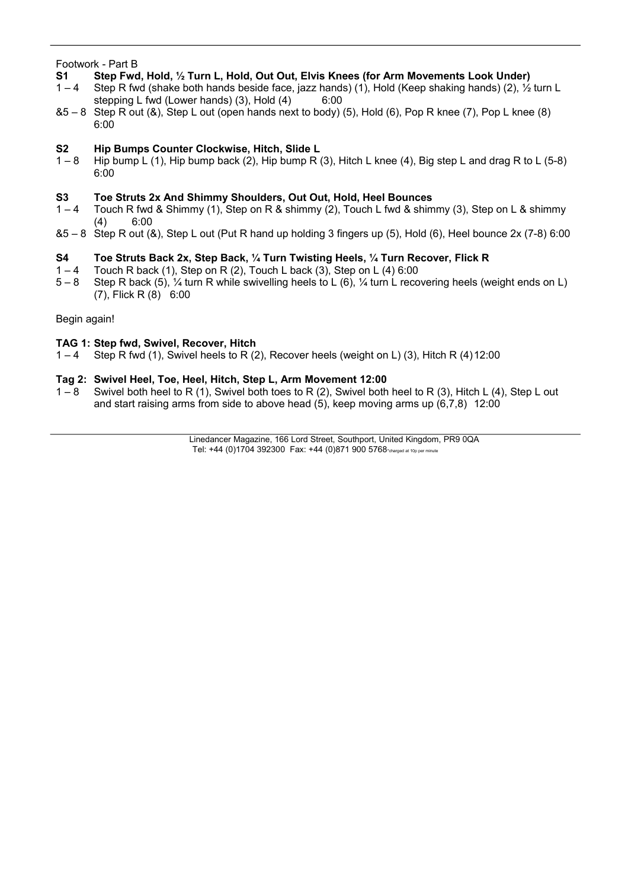Footwork - Part B

**S1 Step Fwd, Hold, ½ Turn L, Hold, Out Out, Elvis Knees (for Arm Movements Look Under)**

1 – 4 Step R fwd (shake both hands beside face, jazz hands) (1), Hold (Keep shaking hands) (2), ½ turn L stepping L fwd (Lower hands) (3), Hold (4) 6:00

&5 – 8 Step R out (&), Step L out (open hands next to body) (5), Hold (6), Pop R knee (7), Pop L knee (8) 6:00

**S2 Hip Bumps Counter Clockwise, Hitch, Slide L**

1 – 8 Hip bump L (1), Hip bump back (2), Hip bump R (3), Hitch L knee (4), Big step L and drag R to L (5-8) 6:00

**S3 Toe Struts 2x And Shimmy Shoulders, Out Out, Hold, Heel Bounces**

1 – 4 Touch R fwd & Shimmy (1), Step on R & shimmy (2), Touch L fwd & shimmy (3), Step on L & shimmy (4) 6:00

&5 – 8 Step R out (&), Step L out (Put R hand up holding 3 fingers up (5), Hold (6), Heel bounce 2x (7-8) 6:00

**S4 Toe Struts Back 2x, Step Back, ¼ Turn Twisting Heels, ¼ Turn Recover, Flick R**

1 – 4 Touch R back (1), Step on R (2), Touch L back (3), Step on L (4) 6:00

5 – 8 Step R back (5), ¼ turn R while swivelling heels to L (6), ¼ turn L recovering heels (weight ends on L) (7), Flick R (8) 6:00

Begin again!

**TAG 1: Step fwd, Swivel, Recover, Hitch**

1 – 4 Step R fwd (1), Swivel heels to R (2), Recover heels (weight on L) (3), Hitch R (4) 12:00

**Tag 2: Swivel Heel, Toe, Heel, Hitch, Step L, Arm Movement 12:00**

1 – 8 Swivel both heel to R (1), Swivel both toes to R (2), Swivel both heel to R (3), Hitch L (4), Step L out and start raising arms from side to above head (5), keep moving arms up (6,7,8) 12:00